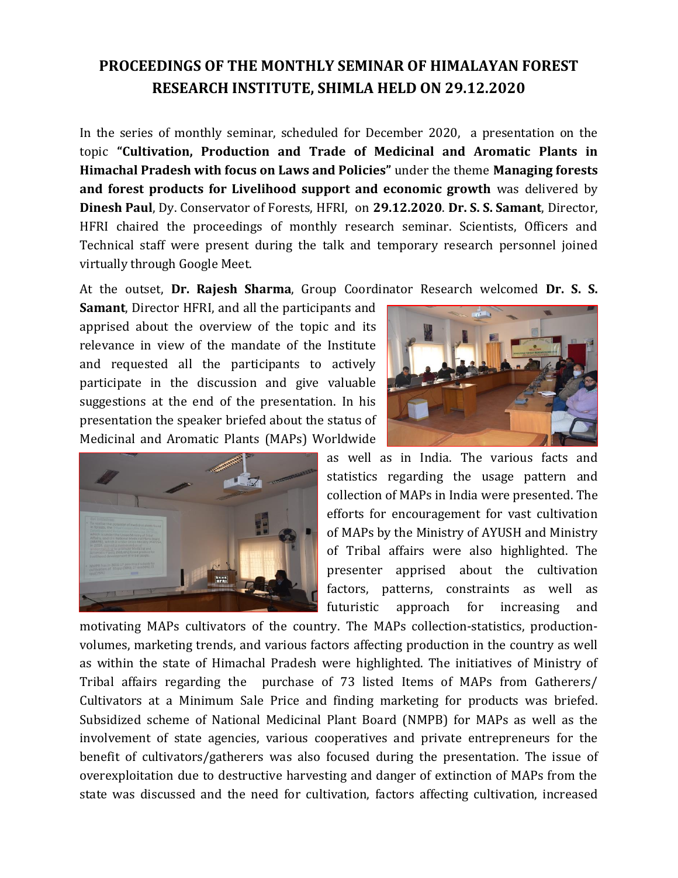# PROCEEDINGS OF THE MONTHLY SEMINAR OF HIMALAYAN FOREST RESEARCH INSTITUTE, SHIMLA HELD ON 29.12.2020

In the series of monthly seminar, scheduled for December 2020, a presentation on the topic **"Cultivation, Production and Trade of Medicinal and Aromatic Plants in Himachal Pradesh with focus on Laws and Policies"** under the theme **Managing forests and forest products for Livelihood support and economic growth** was delivered by **Dinesh Paul**, Dy. Conservator of Forests, HFRI, on **29.12.2020**. **Dr. S. S. Samant**, Director, HFRI chaired the proceedings of monthly research seminar. Scientists, Officers and Technical staff were present during the talk and temporary research personnel joined virtually through Google Meet.

At the outset, **Dr. Rajesh Sharma**, Group Coordinator Research welcomed **Dr. S. S. Samant**, Director HFRI, and all the participants and apprised about the overview of the topic and its relevance in view of the mandate of the Institute and requested all the participants to actively participate in the discussion and give valuable suggestions at the end of the presentation. In his presentation the speaker briefed about the status of Medicinal and Aromatic Plants (MAPs) Worldwide as well as in India. The various facts and statistics regarding the usage pattern and collection of MAPs in India were presented. The efforts for encouragement for vast cultivation of MAPs by the Ministry of AYUSH and Ministry of Tribal affairs were also highlighted. The presenter apprised about the cultivation factors, patterns, constraints as well as futuristic approach for increasing and motivating MAPs cultivators of the country. The MAPs collection-statistics, production-volumes, marketing trends, and various factors affecting production in the country as well as within the state of Himachal Pradesh were highlighted. The initiatives of Ministry of Tribal affairs regarding the purchase of 73 listed Items of MAPs from Gatherers/ Cultivators at a Minimum Sale Price and finding marketing for products was briefed. Subsidized scheme of National Medicinal Plant Board (NMPB) for MAPs as well as the involvement of state agencies, various cooperatives and private entrepreneurs for the benefit of cultivators/gatherers was also focused during the presentation. The issue of overexploitation due to destructive harvesting and danger of extinction of MAPs from the state was discussed and the need for cultivation, factors affecting cultivation, increased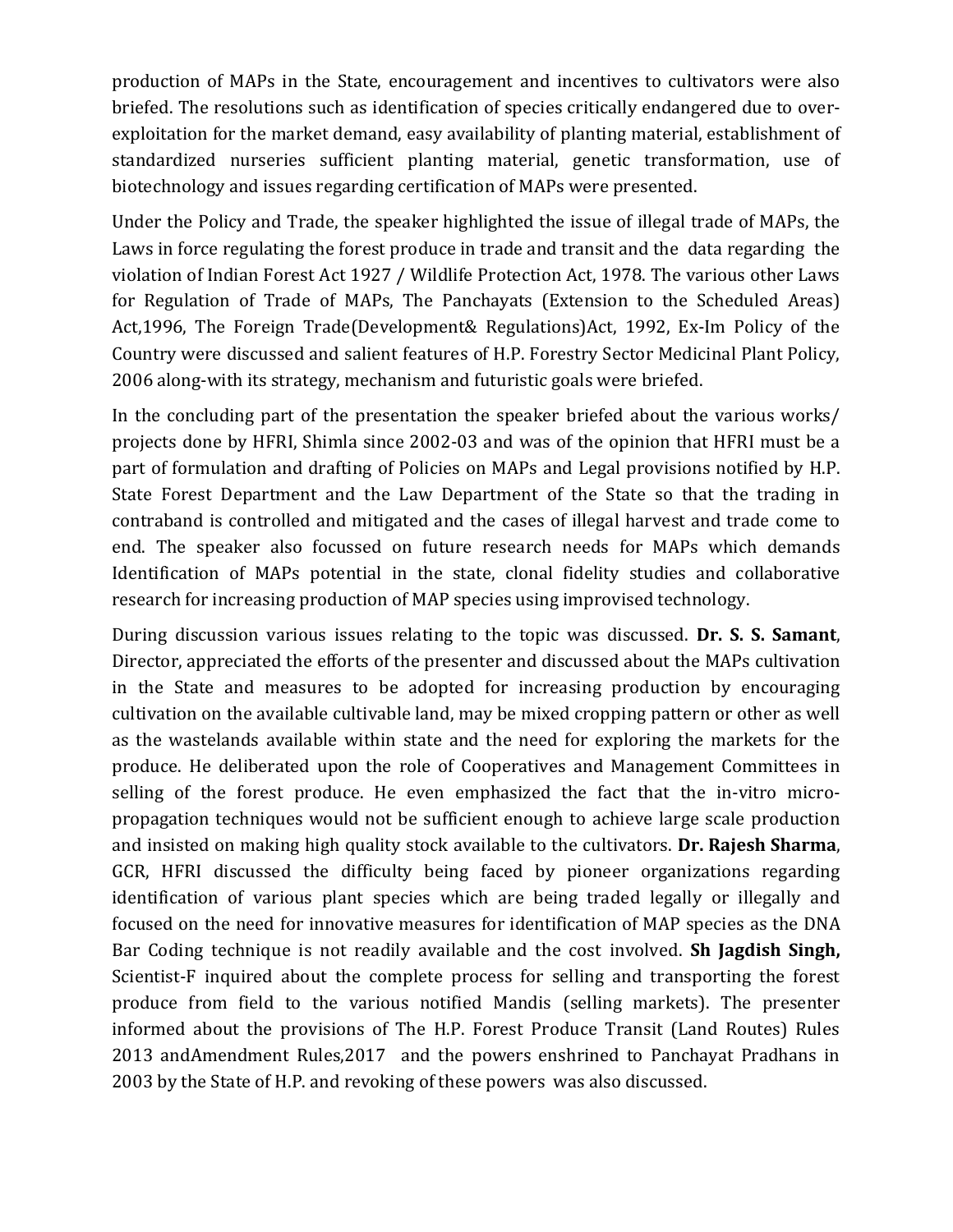production of MAPs in the State, encouragement and incentives to cultivators were also briefed. The resolutions such as identification of species critically endangered due to over-exploitation for the market demand, easy availability of planting material, establishment of standardized nurseries sufficient planting material, genetic transformation, use of biotechnology and issues regarding certification of MAPs were presented.

Under the Policy and Trade, the speaker highlighted the issue of illegal trade of MAPs, the Laws in force regulating the forest produce in trade and transit and the data regarding the violation of Indian Forest Act 1927 / Wildlife Protection Act, 1978. The various other Laws for Regulation of Trade of MAPs, The Panchayats (Extension to the Scheduled Areas) Act,1996, The Foreign Trade(Development& Regulations)Act, 1992, Ex-Im Policy of the Country were discussed and salient features of H.P. Forestry Sector Medicinal Plant Policy, 2006 along-with its strategy, mechanism and futuristic goals were briefed.

In the concluding part of the presentation the speaker briefed about the various works/ projects done by HFRI, Shimla since 2002-03 and was of the opinion that HFRI must be a part of formulation and drafting of Policies on MAPs and Legal provisions notified by H.P. State Forest Department and the Law Department of the State so that the trading in contraband is controlled and mitigated and the cases of illegal harvest and trade come to end. The speaker also focussed on future research needs for MAPs which demands Identification of MAPs potential in the state, clonal fidelity studies and collaborative research for increasing production of MAP species using improvised technology.

During discussion various issues relating to the topic was discussed. **Dr. S. S. Samant**, Director, appreciated the efforts of the presenter and discussed about the MAPs cultivation in the State and measures to be adopted for increasing production by encouraging cultivation on the available cultivable land, may be mixed cropping pattern or other as well as the wastelands available within state and the need for exploring the markets for the produce. He deliberated upon the role of Cooperatives and Management Committees in selling of the forest produce. He even emphasized the fact that the in-vitro micro-propagation techniques would not be sufficient enough to achieve large scale production and insisted on making high quality stock available to the cultivators. **Dr. Rajesh Sharma**, GCR, HFRI discussed the difficulty being faced by pioneer organizations regarding identification of various plant species which are being traded legally or illegally and focused on the need for innovative measures for identification of MAP species as the DNA Bar Coding technique is not readily available and the cost involved. **Sh Jagdish Singh,** Scientist-F inquired about the complete process for selling and transporting the forest produce from field to the various notified Mandis (selling markets). The presenter informed about the provisions of The H.P. Forest Produce Transit (Land Routes) Rules 2013 andAmendment Rules,2017 and the powers enshrined to Panchayat Pradhans in 2003 by the State of H.P. and revoking of these powers was also discussed.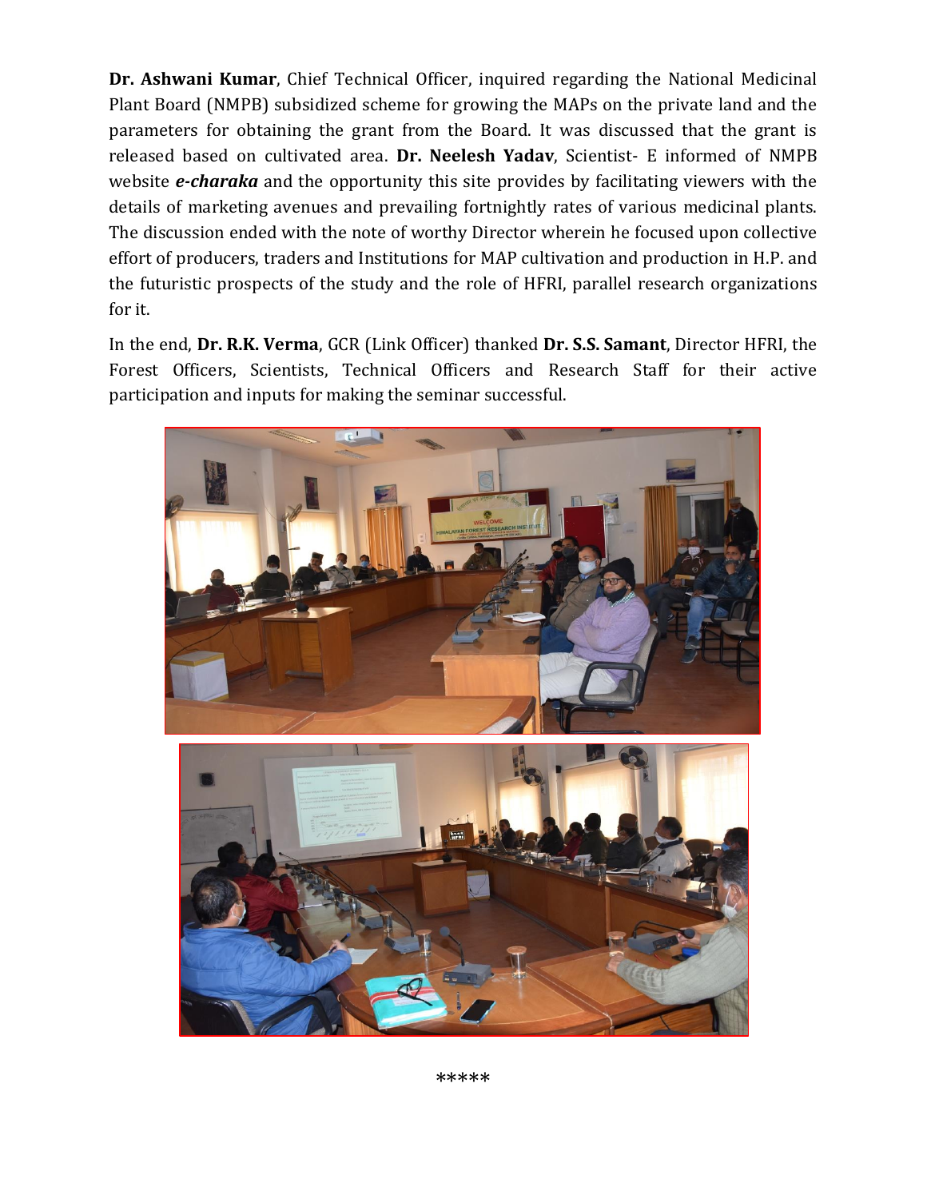**Dr. Ashwani Kumar**, Chief Technical Officer, inquired regarding the National Medicinal Plant Board (NMPB) subsidized scheme for growing the MAPs on the private land and the parameters for obtaining the grant from the Board. It was discussed that the grant is released based on cultivated area. **Dr. Neelesh Yadav**, Scientist- E informed of NMPB website ***e-charaka*** and the opportunity this site provides by facilitating viewers with the details of marketing avenues and prevailing fortnightly rates of various medicinal plants. The discussion ended with the note of worthy Director wherein he focused upon collective effort of producers, traders and Institutions for MAP cultivation and production in H.P. and the futuristic prospects of the study and the role of HFRI, parallel research organizations for it.

In the end, **Dr. R.K. Verma**, GCR (Link Officer) thanked **Dr. S.S. Samant**, Director HFRI, the Forest Officers, Scientists, Technical Officers and Research Staff for their active participation and inputs for making the seminar successful.

*****